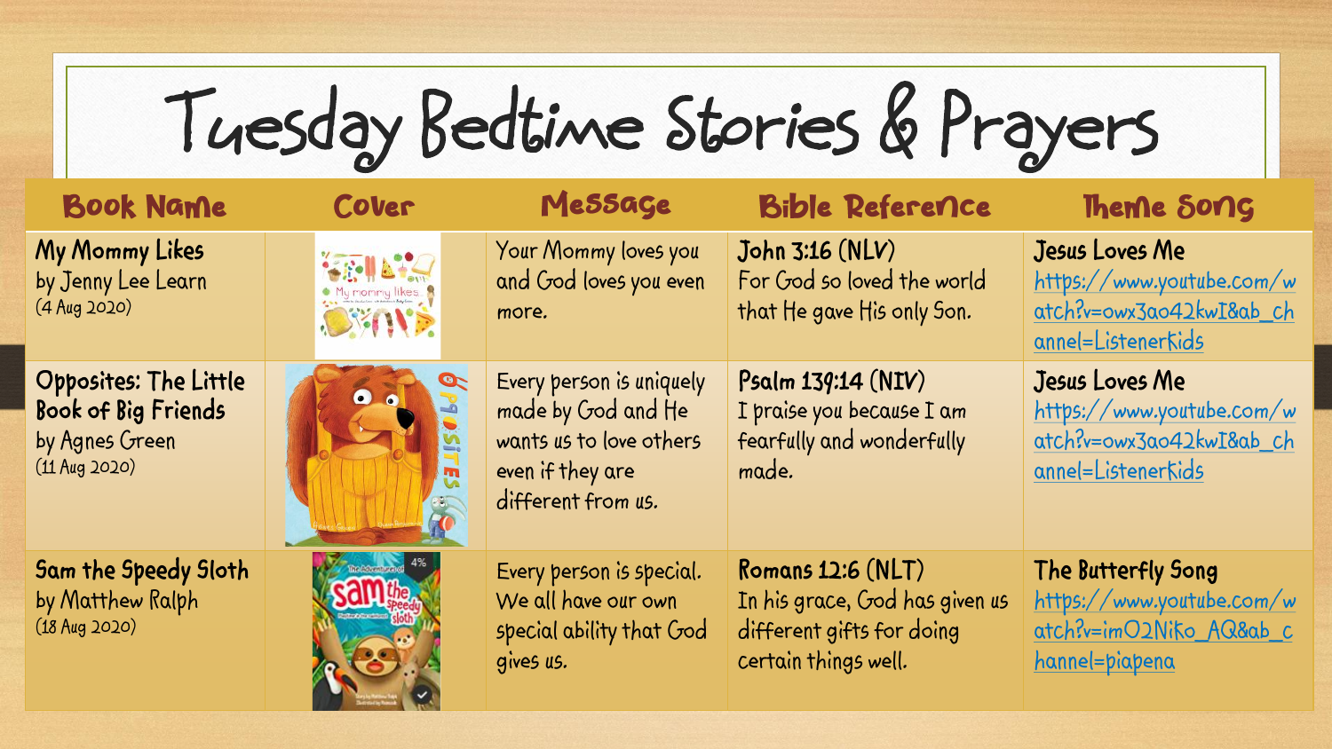# Tuesday Bedtime Stories & Prayers

| Book Name | Cover | Message | Bible Reference | Theme Song |
|---|---|---|---|---|
| **My Mommy Likes** by Jenny Lee Learn (4 Aug 2020) | | Your Mommy loves you and God loves you even more. | **John 3:16 (NLV)** For God so loved the world that He gave His only Son. | **Jesus Loves Me** https://www.youtube.com/watch?v=owx3ao42kwI&ab_channel=ListenerKids |
| **Opposites: The Little Book of Big Friends** by Agnes Green (11 Aug 2020) | | Every person is uniquely made by God and He wants us to love others even if they are different from us. | **Psalm 139:14 (NIV)** I praise you because I am fearfully and wonderfully made. | **Jesus Loves Me** https://www.youtube.com/watch?v=owx3ao42kwI&ab_channel=ListenerKids |
| **Sam the Speedy Sloth** by Matthew Ralph (18 Aug 2020) | | Every person is special. We all have our own special ability that God gives us. | **Romans 12:6 (NLT)** In his grace, God has given us different gifts for doing certain things well. | **The Butterfly Song** https://www.youtube.com/watch?v=imO2NiKo_AQ&ab_channel=piapena |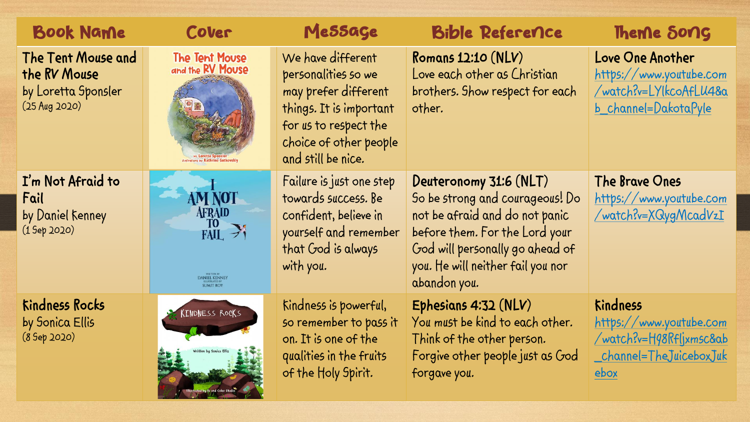| Book Name | Cover | Message | Bible Reference | Theme Song |
|---|---|---|---|---|
| **The Tent Mouse and the RV Mouse** by Loretta Sponsler (25 Aug 2020) | | We have different personalities so we may prefer different things. It is important for us to respect the choice of other people and still be nice. | **Romans 12:10 (NLV)** Love each other as Christian brothers. Show respect for each other. | **Love One Another** https://www.youtube.com/watch?v=LYlkcoAfLU4&ab_channel=DakotaPyle |
| **I'm Not Afraid to Fail** by Daniel Kenney (1 Sep 2020) | | Failure is just one step towards success. Be confident, believe in yourself and remember that God is always with you. | **Deuteronomy 31:6 (NLT)** So be strong and courageous! Do not be afraid and do not panic before them. For the Lord your God will personally go ahead of you. He will neither fail you nor abandon you. | **The Brave Ones** https://www.youtube.com/watch?v=XQygMcadVzI |
| **Kindness Rocks** by Sonica Ellis (8 Sep 2020) | | Kindness is powerful, so remember to pass it on. It is one of the qualities in the fruits of the Holy Spirit. | **Ephesians 4:32 (NLV)** You must be kind to each other. Think of the other person. Forgive other people just as God forgave you. | **Kindness** https://www.youtube.com/watch?v=H98Rfljxmsc&ab_channel=TheJuiceboxJukebox |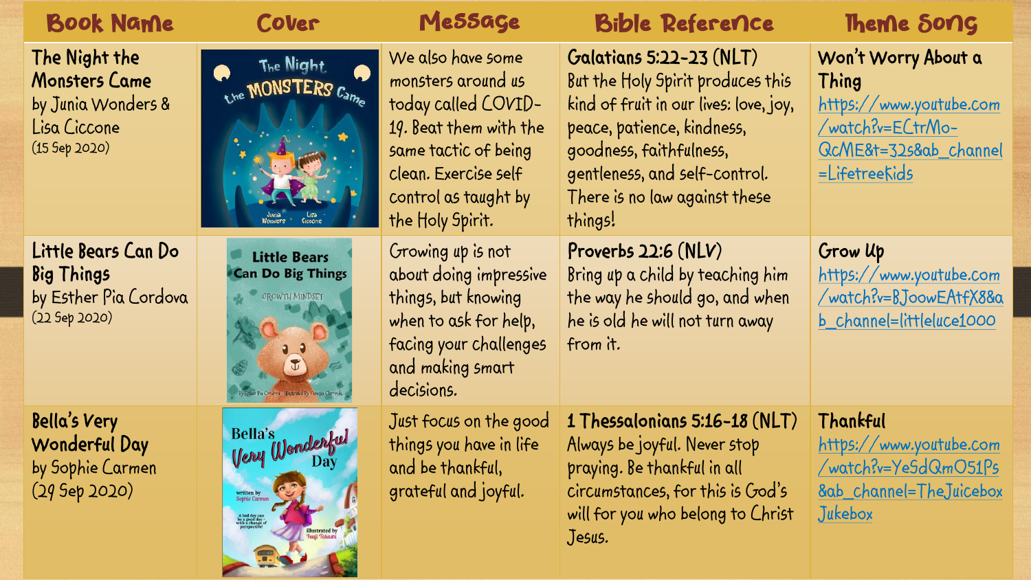| Book Name | Cover | Message | Bible Reference | Theme Song |
| --- | --- | --- | --- | --- |
| The Night the Monsters Came by Junia Wonders & Lisa Ciccone (15 Sep 2020) | | We also have some monsters around us today called COVID-19. Beat them with the same tactic of being clean. Exercise self control as taught by the Holy Spirit. | Galatians 5:22-23 (NLT) But the Holy Spirit produces this kind of fruit in our lives: love, joy, peace, patience, kindness, goodness, faithfulness, gentleness, and self-control. There is no law against these things! | Won't Worry About a Thing https://www.youtube.com/watch?v=ECtrMo-QcME&t=32s&ab_channel=LifetreeKids |
| Little Bears Can Do Big Things by Esther Pia Cordova (22 Sep 2020) | | Growing up is not about doing impressive things, but knowing when to ask for help, facing your challenges and making smart decisions. | Proverbs 22:6 (NLV) Bring up a child by teaching him the way he should go, and when he is old he will not turn away from it. | Grow Up https://www.youtube.com/watch?v=BJoowEAtfX8&ab_channel=littleluce1000 |
| Bella's Very Wonderful Day by Sophie Carmen (29 Sep 2020) | | Just focus on the good things you have in life and be thankful, grateful and joyful. | 1 Thessalonians 5:16-18 (NLT) Always be joyful. Never stop praying. Be thankful in all circumstances, for this is God's will for you who belong to Christ Jesus. | Thankful https://www.youtube.com/watch?v=YeSdQmO51Ps&ab_channel=TheJuicebox Jukebox |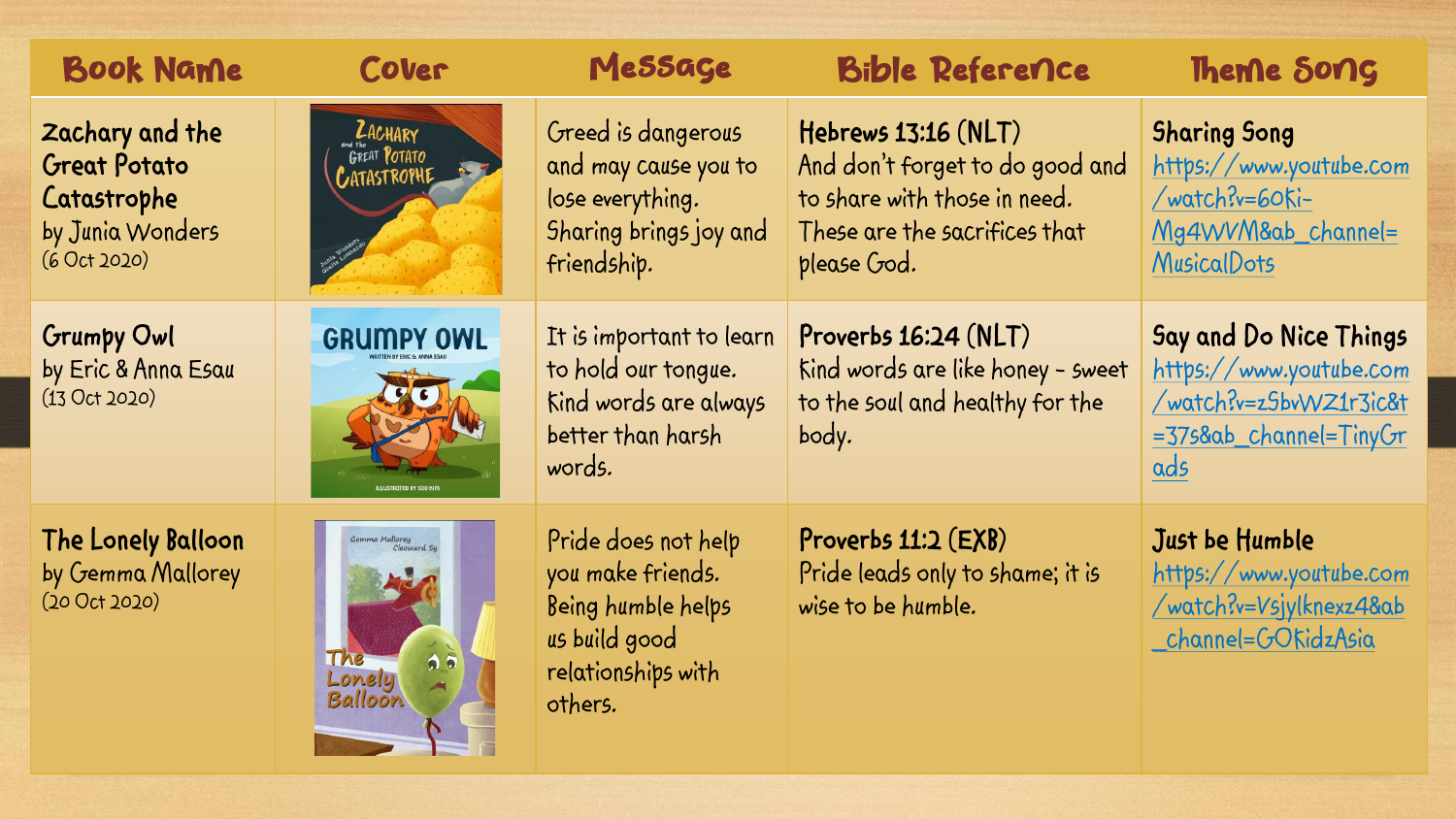| Book Name | Cover | Message | Bible Reference | Theme Song |
| --- | --- | --- | --- | --- |
| Zachary and the Great Potato Catastrophe by Junia Wonders (6 Oct 2020) | | Greed is dangerous and may cause you to lose everything. Sharing brings joy and friendship. | **Hebrews 13:16 (NLT)** And don't forget to do good and to share with those in need. These are the sacrifices that please God. | **Sharing Song** https://www.youtube.com/watch?v=60Ki-Mg4WVM&ab_channel=MusicalDots |
| Grumpy Owl by Eric & Anna Esau (13 Oct 2020) | | It is important to learn to hold our tongue. Kind words are always better than harsh words. | **Proverbs 16:24 (NLT)** Kind words are like honey - sweet to the soul and healthy for the body. | **Say and Do Nice Things** https://www.youtube.com/watch?v=zSbvWZ1r3ic&t=37s&ab_channel=TinyGrads |
| The Lonely Balloon by Gemma Mallorey (20 Oct 2020) | | Pride does not help you make friends. Being humble helps us build good relationships with others. | **Proverbs 11:2 (EXB)** Pride leads only to shame; it is wise to be humble. | **Just be Humble** https://www.youtube.com/watch?v=Vsjylknexz4&ab_channel=GOKidzAsia |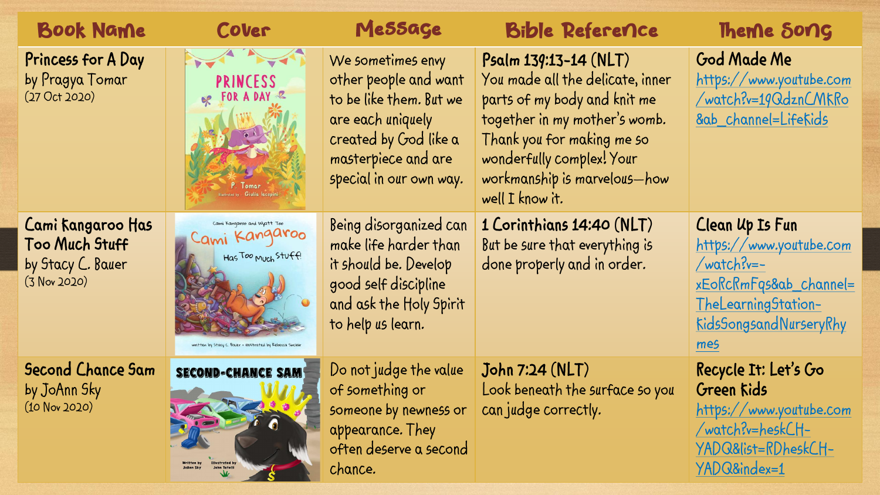| Book Name | Cover | Message | Bible Reference | Theme Song |
| --- | --- | --- | --- | --- |
| **Princess for A Day** by Pragya Tomar (27 Oct 2020) | | We sometimes envy other people and want to be like them. But we are each uniquely created by God like a masterpiece and are special in our own way. | **Psalm 139:13-14 (NLT)** You made all the delicate, inner parts of my body and knit me together in my mother's womb. Thank you for making me so wonderfully complex! Your workmanship is marvelous—how well I know it. | **God Made Me** https://www.youtube.com/watch?v=19QdznCMKRo&ab_channel=LifeKids |
| **Cami Kangaroo Has Too Much Stuff** by Stacy C. Bauer (3 Nov 2020) | | Being disorganized can make life harder than it should be. Develop good self discipline and ask the Holy Spirit to help us learn. | **1 Corinthians 14:40 (NLT)** But be sure that everything is done properly and in order. | **Clean Up Is Fun** https://www.youtube.com/watch?v=-xEoRcRmFqs&ab_channel=TheLearningStation-KidsSongsandNurseryRhymes |
| **Second Chance Sam** by JoAnn Sky (10 Nov 2020) | | Do not judge the value of something or someone by newness or appearance. They often deserve a second chance. | **John 7:24 (NLT)** Look beneath the surface so you can judge correctly. | **Recycle It: Let's Go Green Kids** https://www.youtube.com/watch?v=heskCH-YADQ&list=RDheskCH-YADQ&index=1 |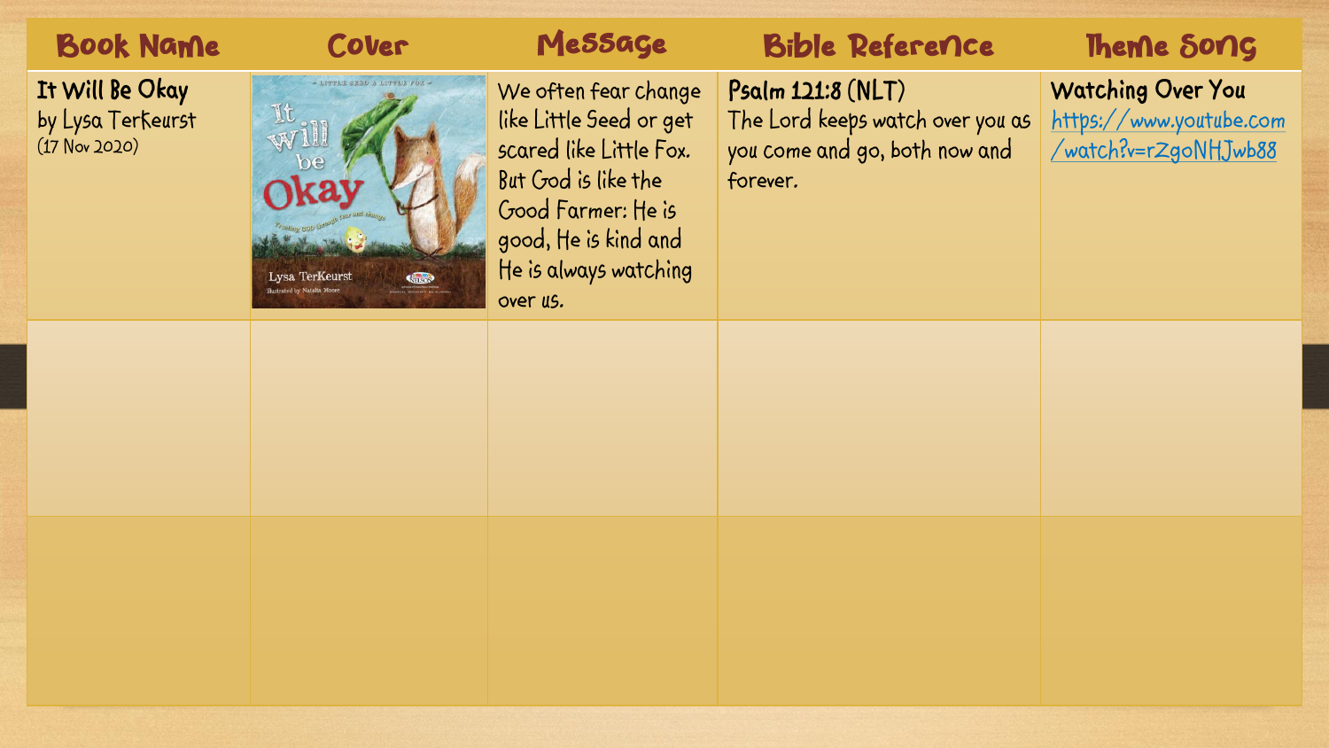| Book Name | Cover | Message | Bible Reference | Theme Song |
| --- | --- | --- | --- | --- |
| **It Will Be Okay** by Lysa TerKeurst (17 Nov 2020) | | We often fear change like Little Seed or get scared like Little Fox. But God is like the Good Farmer: He is good, He is kind and He is always watching over us. | **Psalm 121:8 (NLT)** The Lord keeps watch over you as you come and go, both now and forever. | **Watching Over You** https://www.youtube.com/watch?v=rZgoNHJwb88 |
| | | | | |
| | | | | |